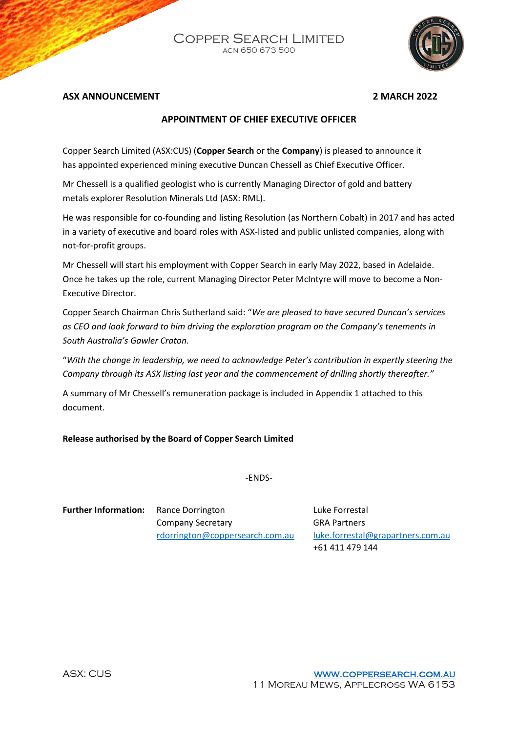# Copper Search Limited

ACN 650 673 500

**ASX ANNOUNCEMENT** **2 MARCH 2022**

## APPOINTMENT OF CHIEF EXECUTIVE OFFICER

Copper Search Limited (ASX:CUS) (**Copper Search** or the **Company**) is pleased to announce it has appointed experienced mining executive Duncan Chessell as Chief Executive Officer.

Mr Chessell is a qualified geologist who is currently Managing Director of gold and battery metals explorer Resolution Minerals Ltd (ASX: RML).

He was responsible for co-founding and listing Resolution (as Northern Cobalt) in 2017 and has acted in a variety of executive and board roles with ASX-listed and public unlisted companies, along with not-for-profit groups.

Mr Chessell will start his employment with Copper Search in early May 2022, based in Adelaide. Once he takes up the role, current Managing Director Peter McIntyre will move to become a Non-Executive Director.

Copper Search Chairman Chris Sutherland said: "*We are pleased to have secured Duncan's services as CEO and look forward to him driving the exploration program on the Company's tenements in South Australia's Gawler Craton.*

"*With the change in leadership, we need to acknowledge Peter's contribution in expertly steering the Company through its ASX listing last year and the commencement of drilling shortly thereafter.*"

A summary of Mr Chessell's remuneration package is included in Appendix 1 attached to this document.

**Release authorised by the Board of Copper Search Limited**

-ENDS-

**Further Information:**

Rance Dorrington
Company Secretary
rdorrington@coppersearch.com.au

Luke Forrestal
GRA Partners
luke.forrestal@grapartners.com.au
+61 411 479 144

ASX: CUS

WWW.COPPERSEARCH.COM.AU
11 Moreau Mews, Applecross WA 6153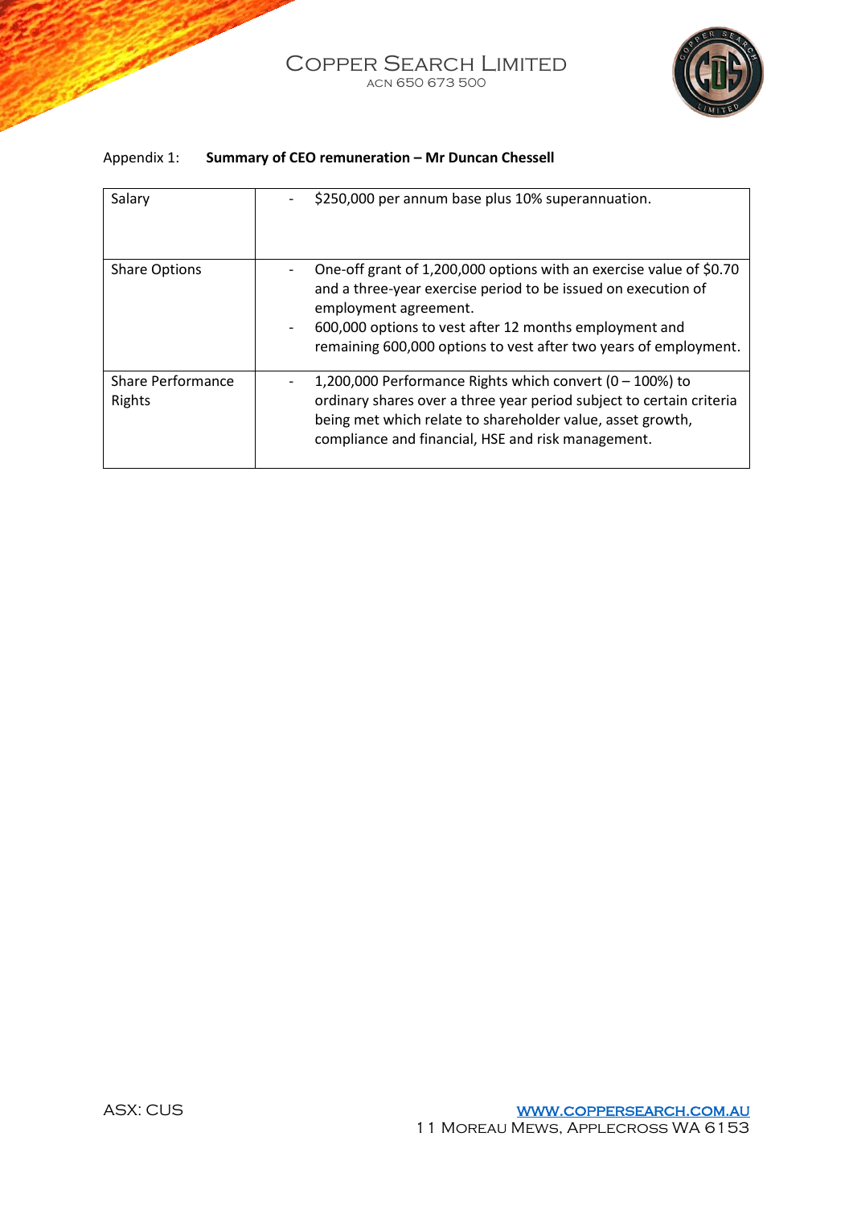Appendix 1: **Summary of CEO remuneration – Mr Duncan Chessell**

| | |
|---|---|
| Salary | - $250,000 per annum base plus 10% superannuation. |
| Share Options | - One-off grant of 1,200,000 options with an exercise value of $0.70 and a three-year exercise period to be issued on execution of employment agreement.<br>- 600,000 options to vest after 12 months employment and remaining 600,000 options to vest after two years of employment. |
| Share Performance Rights | - 1,200,000 Performance Rights which convert (0 – 100%) to ordinary shares over a three year period subject to certain criteria being met which relate to shareholder value, asset growth, compliance and financial, HSE and risk management. |